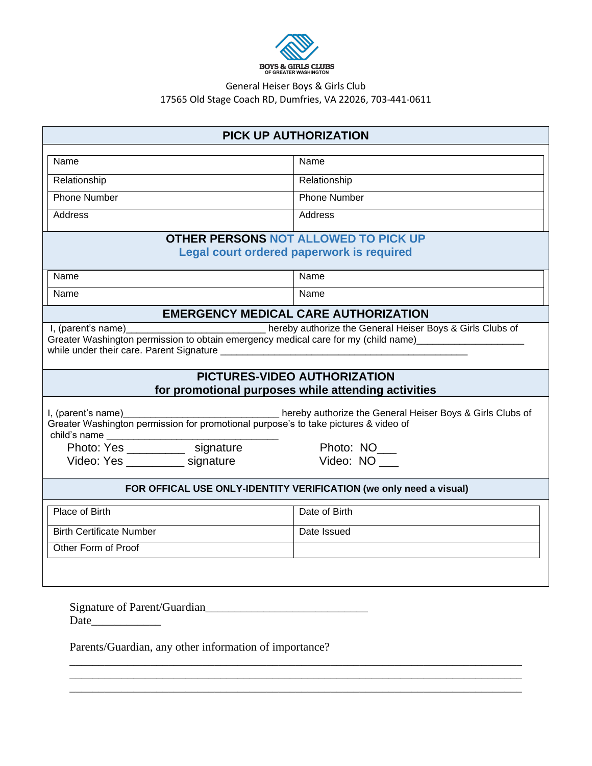BOYS & GIRLS CLUBS
OF GREATER WASHINGTON

General Heiser Boys & Girls Club
17565 Old Stage Coach RD, Dumfries, VA 22026, 703-441-0611

## PICK UP AUTHORIZATION

| Name | Name |
|---|---|
| Relationship | Relationship |
| Phone Number | Phone Number |
| Address | Address |

## OTHER PERSONS NOT ALLOWED TO PICK UP
**Legal court ordered paperwork is required**

| Name | Name |
|---|---|
| Name | Name |

## EMERGENCY MEDICAL CARE AUTHORIZATION

I, (parent's name)_________________________ hereby authorize the General Heiser Boys & Girls Clubs of Greater Washington permission to obtain emergency medical care for my (child name)___________________ while under their care. Parent Signature ____________________________________________

## PICTURES-VIDEO AUTHORIZATION
**for promotional purposes while attending activities**

I, (parent's name)____________________________ hereby authorize the General Heiser Boys & Girls Clubs of Greater Washington permission for promotional purpose's to take pictures & video of child's name _______________________________

Photo: Yes _________ signature Photo: NO___
Video: Yes _________ signature Video: NO ___

### FOR OFFICAL USE ONLY-IDENTITY VERIFICATION (we only need a visual)

| Place of Birth | Date of Birth |
|---|---|
| Birth Certificate Number | Date Issued |
| Other Form of Proof | |

Signature of Parent/Guardian____________________________
Date____________

Parents/Guardian, any other information of importance?

________________________________________________________________________________
________________________________________________________________________________
________________________________________________________________________________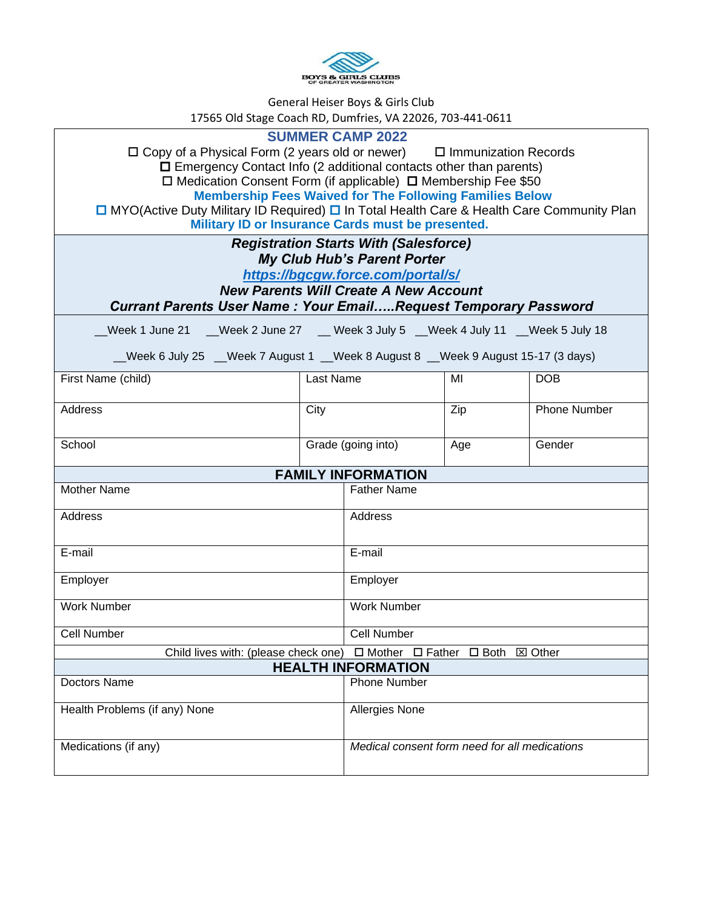BOYS & GIRLS CLUBS OF GREATER WASHINGTON

General Heiser Boys & Girls Club
17565 Old Stage Coach RD, Dumfries, VA 22026, 703-441-0611

## SUMMER CAMP 2022

☐ Copy of a Physical Form (2 years old or newer) ☐ Immunization Records
☐ Emergency Contact Info (2 additional contacts other than parents)
☐ Medication Consent Form (if applicable) ☐ Membership Fee $50

**Membership Fees Waived for The Following Families Below**

☐ MYO(Active Duty Military ID Required) ☐ In Total Health Care & Health Care Community Plan

**Military ID or Insurance Cards must be presented.**

***Registration Starts With (Salesforce)***
***My Club Hub's Parent Porter***
***https://bgcgw.force.com/portal/s/***
***New Parents Will Create A New Account***
***Currant Parents User Name : Your Email…..Request Temporary Password***

__Week 1 June 21 __Week 2 June 27 __ Week 3 July 5 __Week 4 July 11 __Week 5 July 18

__Week 6 July 25 __Week 7 August 1 __Week 8 August 8 __Week 9 August 15-17 (3 days)

| | | | |
|---|---|---|---|
| First Name (child) | Last Name | MI | DOB |
| Address | City | Zip | Phone Number |
| School | Grade (going into) | Age | Gender |

### FAMILY INFORMATION

| | |
|---|---|
| Mother Name | Father Name |
| Address | Address |
| E-mail | E-mail |
| Employer | Employer |
| Work Number | Work Number |
| Cell Number | Cell Number |

Child lives with: (please check one) ☐ Mother ☐ Father ☐ Both ☒ Other

### HEALTH INFORMATION

| | |
|---|---|
| Doctors Name | Phone Number |
| Health Problems (if any) None | Allergies None |
| Medications (if any) | *Medical consent form need for all medications* |